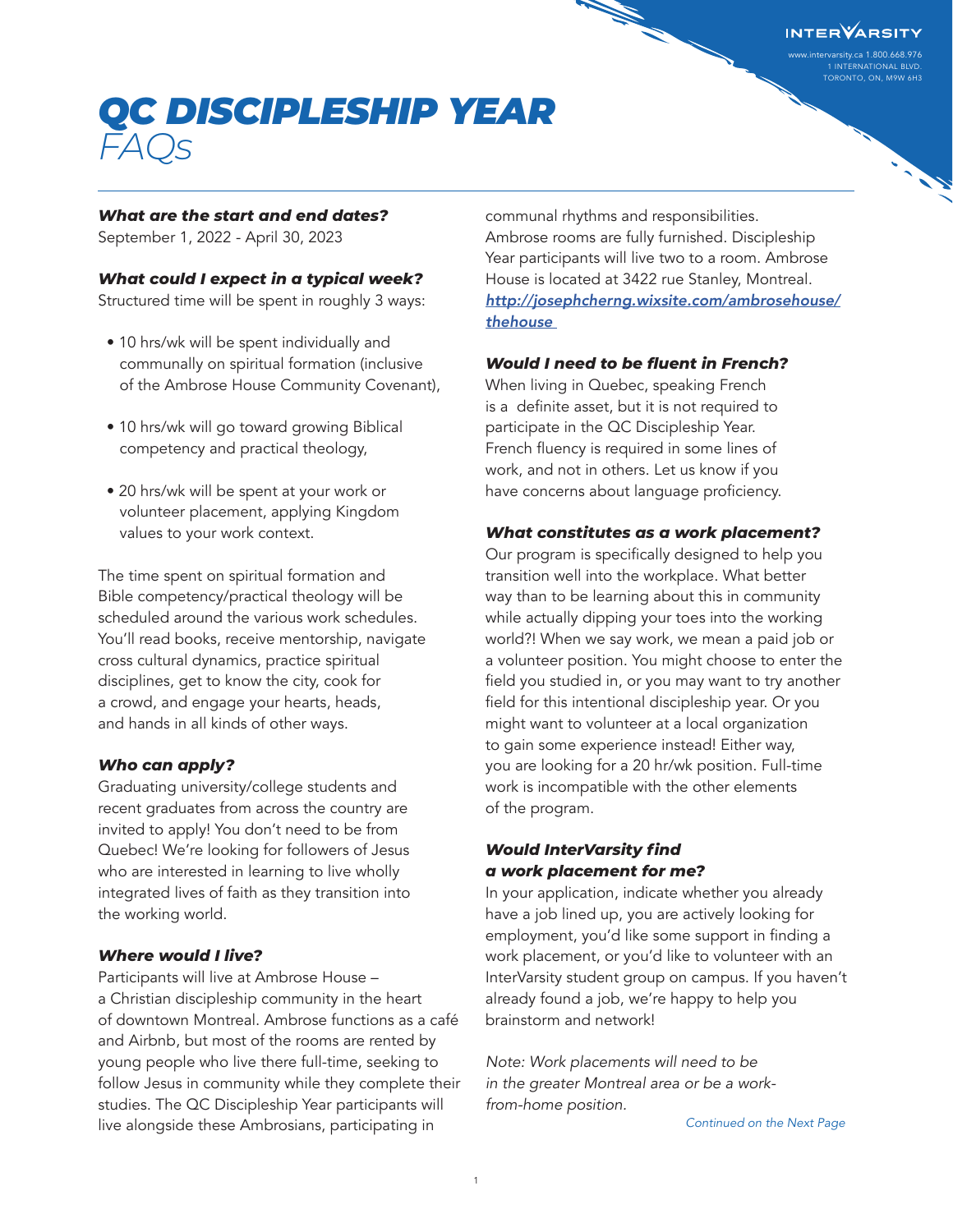INTERVARSITY

www.intervarsity.ca 1.800.668.976
1 INTERNATIONAL BLVD.
TORONTO, ON, M9W 6H3

# QC DISCIPLESHIP YEAR *FAQs*

***What are the start and end dates?***

September 1, 2022 - April 30, 2023

***What could I expect in a typical week?***

Structured time will be spent in roughly 3 ways:

- 10 hrs/wk will be spent individually and communally on spiritual formation (inclusive of the Ambrose House Community Covenant),
- 10 hrs/wk will go toward growing Biblical competency and practical theology,
- 20 hrs/wk will be spent at your work or volunteer placement, applying Kingdom values to your work context.

The time spent on spiritual formation and Bible competency/practical theology will be scheduled around the various work schedules. You'll read books, receive mentorship, navigate cross cultural dynamics, practice spiritual disciplines, get to know the city, cook for a crowd, and engage your hearts, heads, and hands in all kinds of other ways.

***Who can apply?***

Graduating university/college students and recent graduates from across the country are invited to apply! You don't need to be from Quebec! We're looking for followers of Jesus who are interested in learning to live wholly integrated lives of faith as they transition into the working world.

***Where would I live?***

Participants will live at Ambrose House – a Christian discipleship community in the heart of downtown Montreal. Ambrose functions as a café and Airbnb, but most of the rooms are rented by young people who live there full-time, seeking to follow Jesus in community while they complete their studies. The QC Discipleship Year participants will live alongside these Ambrosians, participating in communal rhythms and responsibilities. Ambrose rooms are fully furnished. Discipleship Year participants will live two to a room. Ambrose House is located at 3422 rue Stanley, Montreal. [http://josephcherng.wixsite.com/ambrosehouse/thehouse](http://josephcherng.wixsite.com/ambrosehouse/thehouse)

***Would I need to be fluent in French?***

When living in Quebec, speaking French is a definite asset, but it is not required to participate in the QC Discipleship Year. French fluency is required in some lines of work, and not in others. Let us know if you have concerns about language proficiency.

***What constitutes as a work placement?***

Our program is specifically designed to help you transition well into the workplace. What better way than to be learning about this in community while actually dipping your toes into the working world?! When we say work, we mean a paid job or a volunteer position. You might choose to enter the field you studied in, or you may want to try another field for this intentional discipleship year. Or you might want to volunteer at a local organization to gain some experience instead! Either way, you are looking for a 20 hr/wk position. Full-time work is incompatible with the other elements of the program.

***Would InterVarsity find a work placement for me?***

In your application, indicate whether you already have a job lined up, you are actively looking for employment, you'd like some support in finding a work placement, or you'd like to volunteer with an InterVarsity student group on campus. If you haven't already found a job, we're happy to help you brainstorm and network!

*Note: Work placements will need to be in the greater Montreal area or be a work-from-home position.*

*Continued on the Next Page*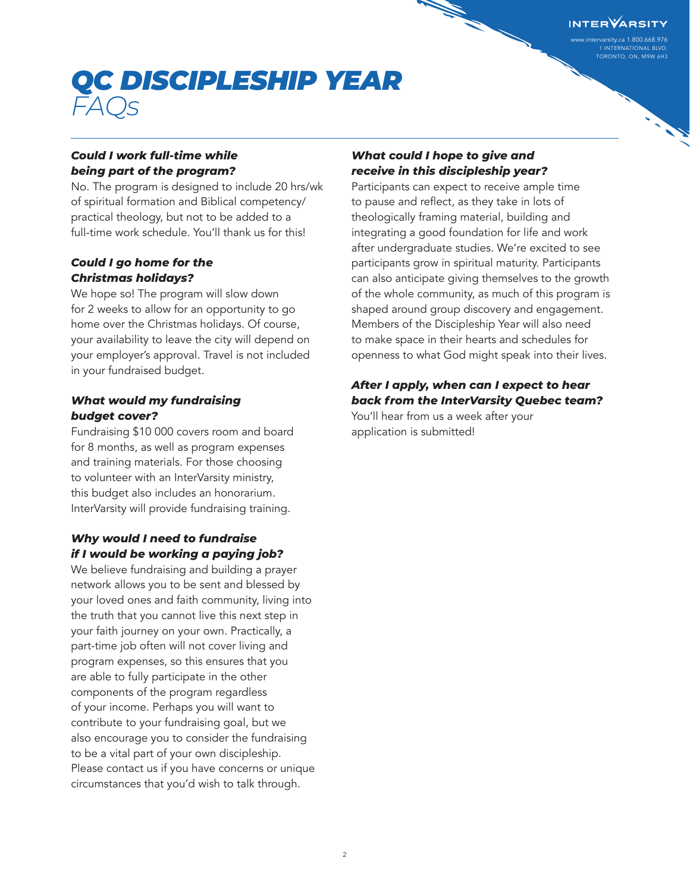# *QC DISCIPLESHIP YEAR*

*FAQs*

### ***Could I work full-time while being part of the program?***

No. The program is designed to include 20 hrs/wk of spiritual formation and Biblical competency/practical theology, but not to be added to a full-time work schedule. You'll thank us for this!

### ***Could I go home for the Christmas holidays?***

We hope so! The program will slow down for 2 weeks to allow for an opportunity to go home over the Christmas holidays. Of course, your availability to leave the city will depend on your employer's approval. Travel is not included in your fundraised budget.

### ***What would my fundraising budget cover?***

Fundraising $10 000 covers room and board for 8 months, as well as program expenses and training materials. For those choosing to volunteer with an InterVarsity ministry, this budget also includes an honorarium. InterVarsity will provide fundraising training.

### ***Why would I need to fundraise if I would be working a paying job?***

We believe fundraising and building a prayer network allows you to be sent and blessed by your loved ones and faith community, living into the truth that you cannot live this next step in your faith journey on your own. Practically, a part-time job often will not cover living and program expenses, so this ensures that you are able to fully participate in the other components of the program regardless of your income. Perhaps you will want to contribute to your fundraising goal, but we also encourage you to consider the fundraising to be a vital part of your own discipleship. Please contact us if you have concerns or unique circumstances that you'd wish to talk through.

### ***What could I hope to give and receive in this discipleship year?***

Participants can expect to receive ample time to pause and reflect, as they take in lots of theologically framing material, building and integrating a good foundation for life and work after undergraduate studies. We're excited to see participants grow in spiritual maturity. Participants can also anticipate giving themselves to the growth of the whole community, as much of this program is shaped around group discovery and engagement. Members of the Discipleship Year will also need to make space in their hearts and schedules for openness to what God might speak into their lives.

### ***After I apply, when can I expect to hear back from the InterVarsity Quebec team?***

You'll hear from us a week after your application is submitted!